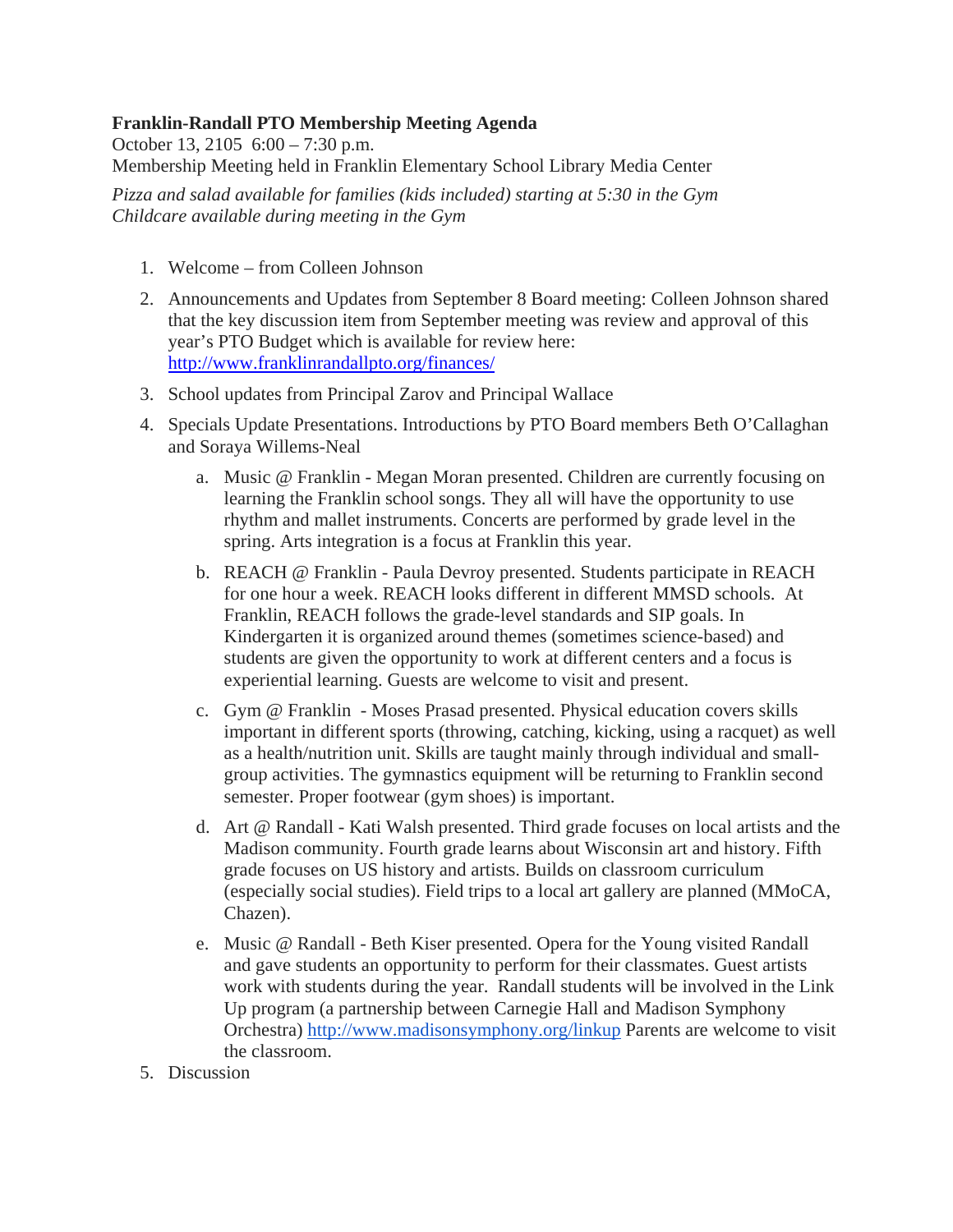**Franklin-Randall PTO Membership Meeting Agenda**

October 13, 2105 6:00 – 7:30 p.m.

Membership Meeting held in Franklin Elementary School Library Media Center

*Pizza and salad available for families (kids included) starting at 5:30 in the Gym*
*Childcare available during meeting in the Gym*

1. Welcome – from Colleen Johnson
2. Announcements and Updates from September 8 Board meeting: Colleen Johnson shared that the key discussion item from September meeting was review and approval of this year's PTO Budget which is available for review here: [http://www.franklinrandallpto.org/finances/](http://www.franklinrandallpto.org/finances/)
3. School updates from Principal Zarov and Principal Wallace
4. Specials Update Presentations. Introductions by PTO Board members Beth O'Callaghan and Soraya Willems-Neal
   a. Music @ Franklin - Megan Moran presented. Children are currently focusing on learning the Franklin school songs. They all will have the opportunity to use rhythm and mallet instruments. Concerts are performed by grade level in the spring. Arts integration is a focus at Franklin this year.
   b. REACH @ Franklin - Paula Devroy presented. Students participate in REACH for one hour a week. REACH looks different in different MMSD schools. At Franklin, REACH follows the grade-level standards and SIP goals. In Kindergarten it is organized around themes (sometimes science-based) and students are given the opportunity to work at different centers and a focus is experiential learning. Guests are welcome to visit and present.
   c. Gym @ Franklin - Moses Prasad presented. Physical education covers skills important in different sports (throwing, catching, kicking, using a racquet) as well as a health/nutrition unit. Skills are taught mainly through individual and small-group activities. The gymnastics equipment will be returning to Franklin second semester. Proper footwear (gym shoes) is important.
   d. Art @ Randall - Kati Walsh presented. Third grade focuses on local artists and the Madison community. Fourth grade learns about Wisconsin art and history. Fifth grade focuses on US history and artists. Builds on classroom curriculum (especially social studies). Field trips to a local art gallery are planned (MMoCA, Chazen).
   e. Music @ Randall - Beth Kiser presented. Opera for the Young visited Randall and gave students an opportunity to perform for their classmates. Guest artists work with students during the year. Randall students will be involved in the Link Up program (a partnership between Carnegie Hall and Madison Symphony Orchestra) [http://www.madisonsymphony.org/linkup](http://www.madisonsymphony.org/linkup) Parents are welcome to visit the classroom.
5. Discussion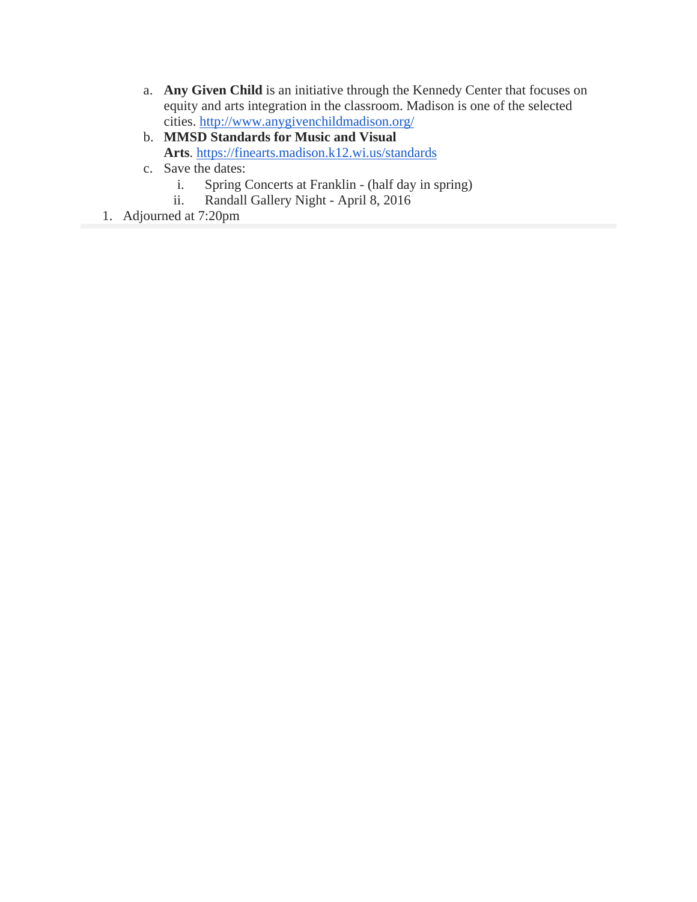a. **Any Given Child** is an initiative through the Kennedy Center that focuses on equity and arts integration in the classroom. Madison is one of the selected cities. http://www.anygivenchildmadison.org/
  b. **MMSD Standards for Music and Visual Arts**. https://finearts.madison.k12.wi.us/standards
  c. Save the dates:
     i. Spring Concerts at Franklin - (half day in spring)
     ii. Randall Gallery Night - April 8, 2016

1. Adjourned at 7:20pm

---